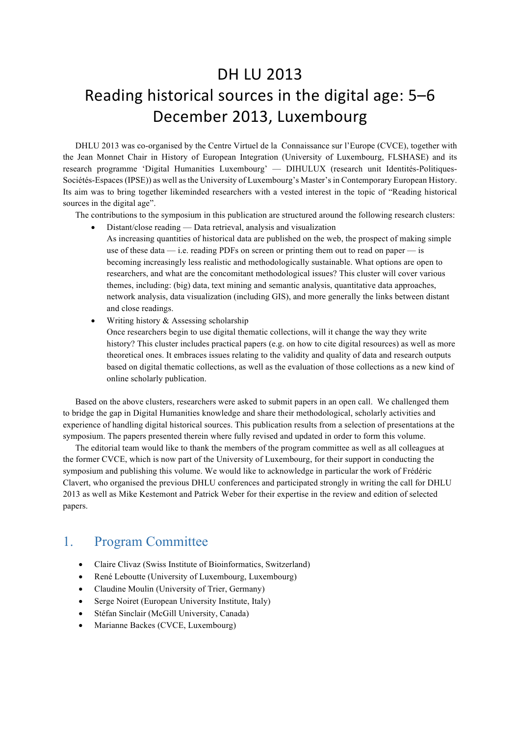# DH LU 2013
# Reading historical sources in the digital age: 5–6 December 2013, Luxembourg

DHLU 2013 was co-organised by the Centre Virtuel de la Connaissance sur l'Europe (CVCE), together with the Jean Monnet Chair in History of European Integration (University of Luxembourg, FLSHASE) and its research programme 'Digital Humanities Luxembourg' — DIHULUX (research unit Identités-Politiques-Sociétés-Espaces (IPSE)) as well as the University of Luxembourg's Master's in Contemporary European History. Its aim was to bring together likeminded researchers with a vested interest in the topic of "Reading historical sources in the digital age".

The contributions to the symposium in this publication are structured around the following research clusters:

- Distant/close reading — Data retrieval, analysis and visualization
  As increasing quantities of historical data are published on the web, the prospect of making simple use of these data — i.e. reading PDFs on screen or printing them out to read on paper — is becoming increasingly less realistic and methodologically sustainable. What options are open to researchers, and what are the concomitant methodological issues? This cluster will cover various themes, including: (big) data, text mining and semantic analysis, quantitative data approaches, network analysis, data visualization (including GIS), and more generally the links between distant and close readings.
- Writing history & Assessing scholarship
  Once researchers begin to use digital thematic collections, will it change the way they write history? This cluster includes practical papers (e.g. on how to cite digital resources) as well as more theoretical ones. It embraces issues relating to the validity and quality of data and research outputs based on digital thematic collections, as well as the evaluation of those collections as a new kind of online scholarly publication.

Based on the above clusters, researchers were asked to submit papers in an open call. We challenged them to bridge the gap in Digital Humanities knowledge and share their methodological, scholarly activities and experience of handling digital historical sources. This publication results from a selection of presentations at the symposium. The papers presented therein where fully revised and updated in order to form this volume.

The editorial team would like to thank the members of the program committee as well as all colleagues at the former CVCE, which is now part of the University of Luxembourg, for their support in conducting the symposium and publishing this volume. We would like to acknowledge in particular the work of Frédéric Clavert, who organised the previous DHLU conferences and participated strongly in writing the call for DHLU 2013 as well as Mike Kestemont and Patrick Weber for their expertise in the review and edition of selected papers.

## 1. Program Committee

- Claire Clivaz (Swiss Institute of Bioinformatics, Switzerland)
- René Leboutte (University of Luxembourg, Luxembourg)
- Claudine Moulin (University of Trier, Germany)
- Serge Noiret (European University Institute, Italy)
- Stéfan Sinclair (McGill University, Canada)
- Marianne Backes (CVCE, Luxembourg)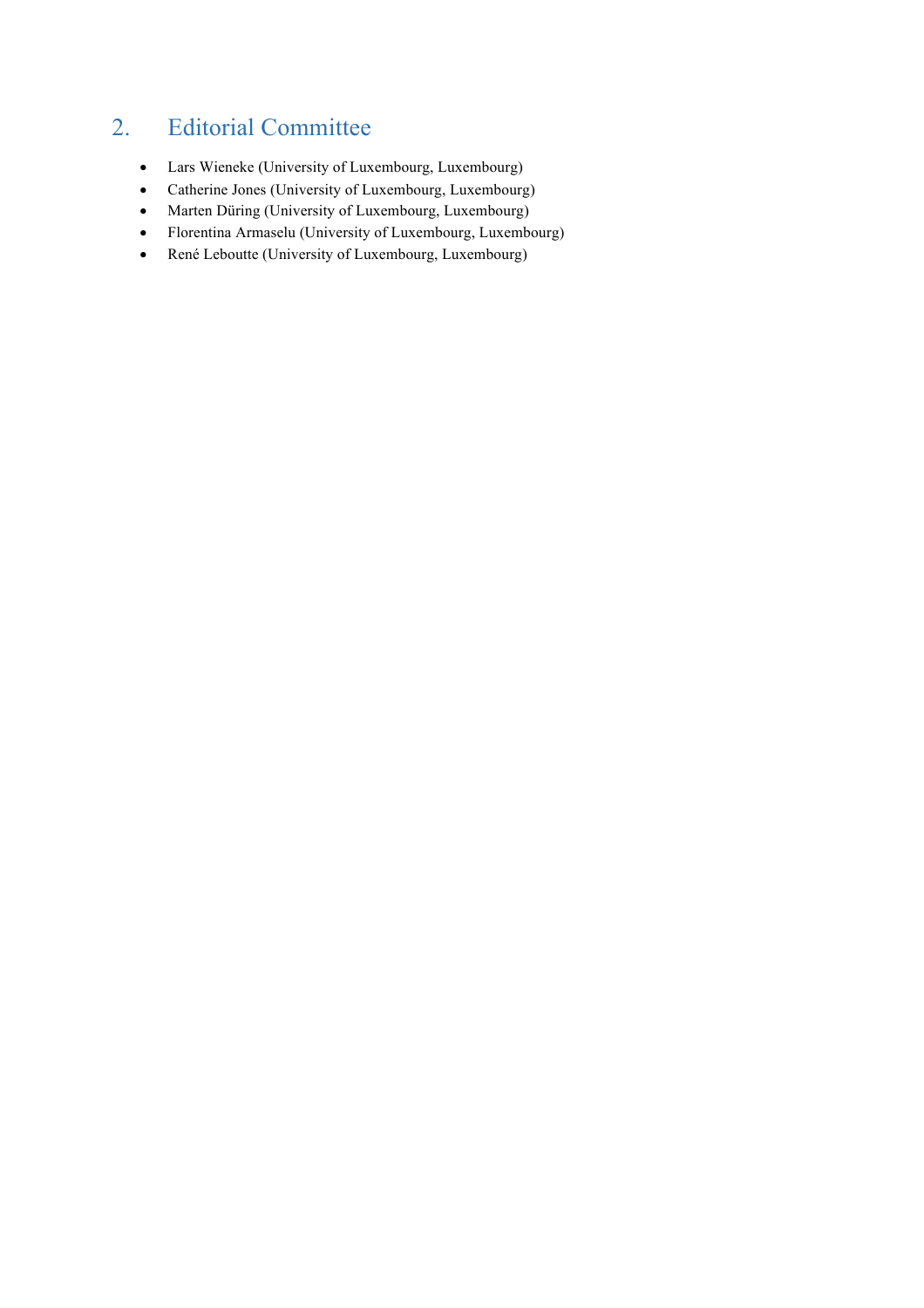## 2. Editorial Committee

- Lars Wieneke (University of Luxembourg, Luxembourg)
- Catherine Jones (University of Luxembourg, Luxembourg)
- Marten Düring (University of Luxembourg, Luxembourg)
- Florentina Armaselu (University of Luxembourg, Luxembourg)
- René Leboutte (University of Luxembourg, Luxembourg)